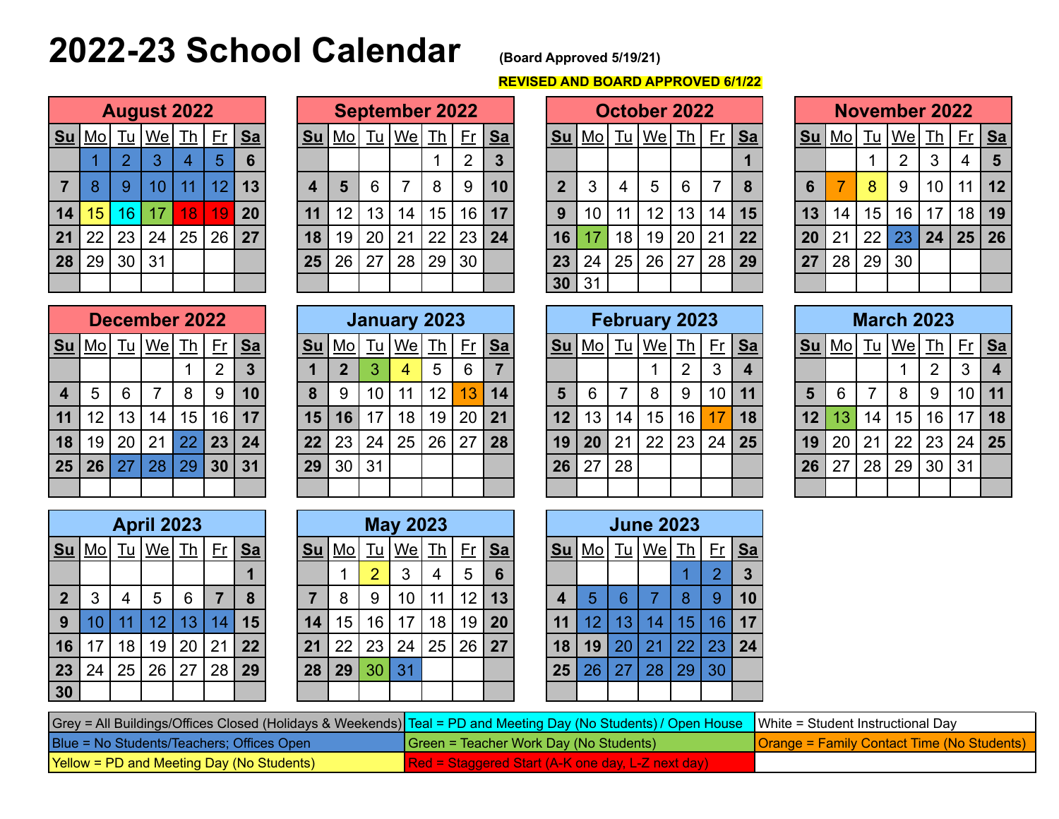# 2022-23 School Calendar

(Board Approved 5/19/21)

REVISED AND BOARD APPROVED 6/1/22

## August 2022

| Su | Mo | Tu | We | Th | Fr | Sa |
|---|---|---|---|---|---|---|
| | 1 | 2 | 3 | 4 | 5 | 6 |
| 7 | 8 | 9 | 10 | 11 | 12 | 13 |
| 14 | 15 | 16 | 17 | 18 | 19 | 20 |
| 21 | 22 | 23 | 24 | 25 | 26 | 27 |
| 28 | 29 | 30 | 31 | | | |

## September 2022

| Su | Mo | Tu | We | Th | Fr | Sa |
|---|---|---|---|---|---|---|
| | | | | 1 | 2 | 3 |
| 4 | 5 | 6 | 7 | 8 | 9 | 10 |
| 11 | 12 | 13 | 14 | 15 | 16 | 17 |
| 18 | 19 | 20 | 21 | 22 | 23 | 24 |
| 25 | 26 | 27 | 28 | 29 | 30 | |

## October 2022

| Su | Mo | Tu | We | Th | Fr | Sa |
|---|---|---|---|---|---|---|
| | | | | | | 1 |
| 2 | 3 | 4 | 5 | 6 | 7 | 8 |
| 9 | 10 | 11 | 12 | 13 | 14 | 15 |
| 16 | 17 | 18 | 19 | 20 | 21 | 22 |
| 23 | 24 | 25 | 26 | 27 | 28 | 29 |
| 30 | 31 | | | | | |

## November 2022

| Su | Mo | Tu | We | Th | Fr | Sa |
|---|---|---|---|---|---|---|
| | | 1 | 2 | 3 | 4 | 5 |
| 6 | 7 | 8 | 9 | 10 | 11 | 12 |
| 13 | 14 | 15 | 16 | 17 | 18 | 19 |
| 20 | 21 | 22 | 23 | 24 | 25 | 26 |
| 27 | 28 | 29 | 30 | | | |

## December 2022

| Su | Mo | Tu | We | Th | Fr | Sa |
|---|---|---|---|---|---|---|
| | | | | 1 | 2 | 3 |
| 4 | 5 | 6 | 7 | 8 | 9 | 10 |
| 11 | 12 | 13 | 14 | 15 | 16 | 17 |
| 18 | 19 | 20 | 21 | 22 | 23 | 24 |
| 25 | 26 | 27 | 28 | 29 | 30 | 31 |

## January 2023

| Su | Mo | Tu | We | Th | Fr | Sa |
|---|---|---|---|---|---|---|
| 1 | 2 | 3 | 4 | 5 | 6 | 7 |
| 8 | 9 | 10 | 11 | 12 | 13 | 14 |
| 15 | 16 | 17 | 18 | 19 | 20 | 21 |
| 22 | 23 | 24 | 25 | 26 | 27 | 28 |
| 29 | 30 | 31 | | | | |

## February 2023

| Su | Mo | Tu | We | Th | Fr | Sa |
|---|---|---|---|---|---|---|
| | | | 1 | 2 | 3 | 4 |
| 5 | 6 | 7 | 8 | 9 | 10 | 11 |
| 12 | 13 | 14 | 15 | 16 | 17 | 18 |
| 19 | 20 | 21 | 22 | 23 | 24 | 25 |
| 26 | 27 | 28 | | | | |

## March 2023

| Su | Mo | Tu | We | Th | Fr | Sa |
|---|---|---|---|---|---|---|
| | | | 1 | 2 | 3 | 4 |
| 5 | 6 | 7 | 8 | 9 | 10 | 11 |
| 12 | 13 | 14 | 15 | 16 | 17 | 18 |
| 19 | 20 | 21 | 22 | 23 | 24 | 25 |
| 26 | 27 | 28 | 29 | 30 | 31 | |

## April 2023

| Su | Mo | Tu | We | Th | Fr | Sa |
|---|---|---|---|---|---|---|
| | | | | | | 1 |
| 2 | 3 | 4 | 5 | 6 | 7 | 8 |
| 9 | 10 | 11 | 12 | 13 | 14 | 15 |
| 16 | 17 | 18 | 19 | 20 | 21 | 22 |
| 23 | 24 | 25 | 26 | 27 | 28 | 29 |
| 30 | | | | | | |

## May 2023

| Su | Mo | Tu | We | Th | Fr | Sa |
|---|---|---|---|---|---|---|
| | 1 | 2 | 3 | 4 | 5 | 6 |
| 7 | 8 | 9 | 10 | 11 | 12 | 13 |
| 14 | 15 | 16 | 17 | 18 | 19 | 20 |
| 21 | 22 | 23 | 24 | 25 | 26 | 27 |
| 28 | 29 | 30 | 31 | | | |

## June 2023

| Su | Mo | Tu | We | Th | Fr | Sa |
|---|---|---|---|---|---|---|
| | | | | 1 | 2 | 3 |
| 4 | 5 | 6 | 7 | 8 | 9 | 10 |
| 11 | 12 | 13 | 14 | 15 | 16 | 17 |
| 18 | 19 | 20 | 21 | 22 | 23 | 24 |
| 25 | 26 | 27 | 28 | 29 | 30 | |

## Legend

| | | |
|---|---|---|
| Grey = All Buildings/Offices Closed (Holidays & Weekends) | Teal = PD and Meeting Day (No Students) / Open House | White = Student Instructional Day |
| Blue = No Students/Teachers; Offices Open | Green = Teacher Work Day (No Students) | Orange = Family Contact Time (No Students) |
| Yellow = PD and Meeting Day (No Students) | Red = Staggered Start (A-K one day, L-Z next day) | |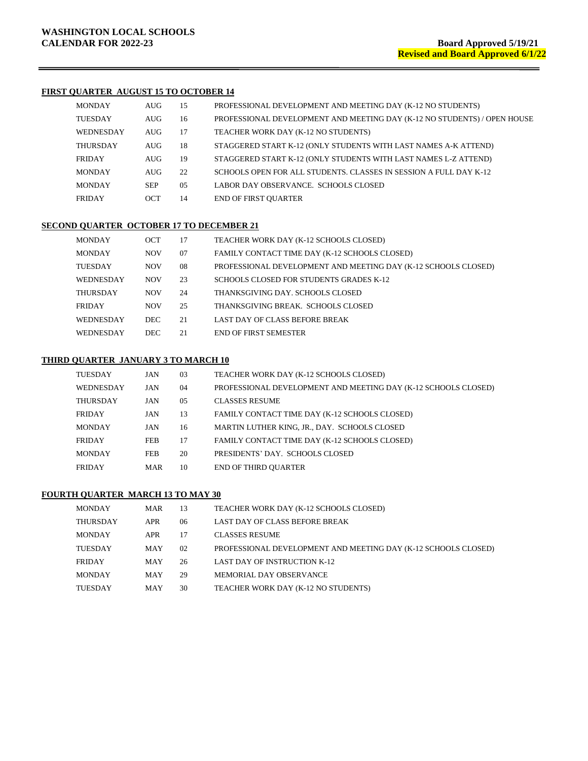**WASHINGTON LOCAL SCHOOLS**
**CALENDAR FOR 2022-23**

**Board Approved 5/19/21**
**Revised and Board Approved 6/1/22**

---

## FIRST QUARTER AUGUST 15 TO OCTOBER 14

| | | | |
|---|---|---|---|
| MONDAY | AUG | 15 | PROFESSIONAL DEVELOPMENT AND MEETING DAY (K-12 NO STUDENTS) |
| TUESDAY | AUG | 16 | PROFESSIONAL DEVELOPMENT AND MEETING DAY (K-12 NO STUDENTS) / OPEN HOUSE |
| WEDNESDAY | AUG | 17 | TEACHER WORK DAY (K-12 NO STUDENTS) |
| THURSDAY | AUG | 18 | STAGGERED START K-12 (ONLY STUDENTS WITH LAST NAMES A-K ATTEND) |
| FRIDAY | AUG | 19 | STAGGERED START K-12 (ONLY STUDENTS WITH LAST NAMES L-Z ATTEND) |
| MONDAY | AUG | 22 | SCHOOLS OPEN FOR ALL STUDENTS. CLASSES IN SESSION A FULL DAY K-12 |
| MONDAY | SEP | 05 | LABOR DAY OBSERVANCE. SCHOOLS CLOSED |
| FRIDAY | OCT | 14 | END OF FIRST QUARTER |

## SECOND QUARTER OCTOBER 17 TO DECEMBER 21

| | | | |
|---|---|---|---|
| MONDAY | OCT | 17 | TEACHER WORK DAY (K-12 SCHOOLS CLOSED) |
| MONDAY | NOV | 07 | FAMILY CONTACT TIME DAY (K-12 SCHOOLS CLOSED) |
| TUESDAY | NOV | 08 | PROFESSIONAL DEVELOPMENT AND MEETING DAY (K-12 SCHOOLS CLOSED) |
| WEDNESDAY | NOV | 23 | SCHOOLS CLOSED FOR STUDENTS GRADES K-12 |
| THURSDAY | NOV | 24 | THANKSGIVING DAY. SCHOOLS CLOSED |
| FRIDAY | NOV | 25 | THANKSGIVING BREAK. SCHOOLS CLOSED |
| WEDNESDAY | DEC | 21 | LAST DAY OF CLASS BEFORE BREAK |
| WEDNESDAY | DEC | 21 | END OF FIRST SEMESTER |

## THIRD QUARTER JANUARY 3 TO MARCH 10

| | | | |
|---|---|---|---|
| TUESDAY | JAN | 03 | TEACHER WORK DAY (K-12 SCHOOLS CLOSED) |
| WEDNESDAY | JAN | 04 | PROFESSIONAL DEVELOPMENT AND MEETING DAY (K-12 SCHOOLS CLOSED) |
| THURSDAY | JAN | 05 | CLASSES RESUME |
| FRIDAY | JAN | 13 | FAMILY CONTACT TIME DAY (K-12 SCHOOLS CLOSED) |
| MONDAY | JAN | 16 | MARTIN LUTHER KING, JR., DAY. SCHOOLS CLOSED |
| FRIDAY | FEB | 17 | FAMILY CONTACT TIME DAY (K-12 SCHOOLS CLOSED) |
| MONDAY | FEB | 20 | PRESIDENTS' DAY. SCHOOLS CLOSED |
| FRIDAY | MAR | 10 | END OF THIRD QUARTER |

## FOURTH QUARTER MARCH 13 TO MAY 30

| | | | |
|---|---|---|---|
| MONDAY | MAR | 13 | TEACHER WORK DAY (K-12 SCHOOLS CLOSED) |
| THURSDAY | APR | 06 | LAST DAY OF CLASS BEFORE BREAK |
| MONDAY | APR | 17 | CLASSES RESUME |
| TUESDAY | MAY | 02 | PROFESSIONAL DEVELOPMENT AND MEETING DAY (K-12 SCHOOLS CLOSED) |
| FRIDAY | MAY | 26 | LAST DAY OF INSTRUCTION K-12 |
| MONDAY | MAY | 29 | MEMORIAL DAY OBSERVANCE |
| TUESDAY | MAY | 30 | TEACHER WORK DAY (K-12 NO STUDENTS) |